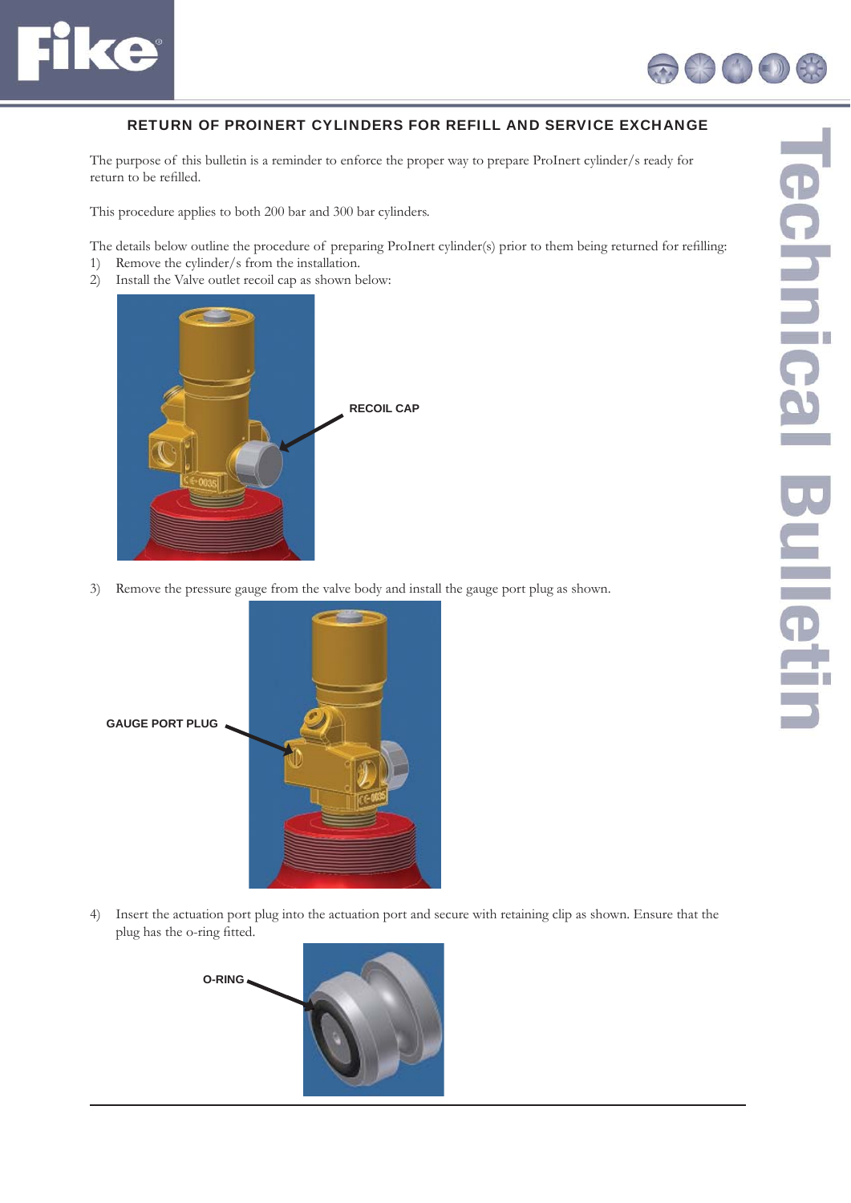# RETURN OF PROINERT CYLINDERS FOR REFILL AND SERVICE EXCHANGE

The purpose of this bulletin is a reminder to enforce the proper way to prepare ProInert cylinder/s ready for return to be refilled.

This procedure applies to both 200 bar and 300 bar cylinders.

The details below outline the procedure of preparing ProInert cylinder(s) prior to them being returned for refilling:

1) Remove the cylinder/s from the installation.
2) Install the Valve outlet recoil cap as shown below:

RECOIL CAP

3) Remove the pressure gauge from the valve body and install the gauge port plug as shown.

GAUGE PORT PLUG

4) Insert the actuation port plug into the actuation port and secure with retaining clip as shown. Ensure that the plug has the o-ring fitted.

O-RING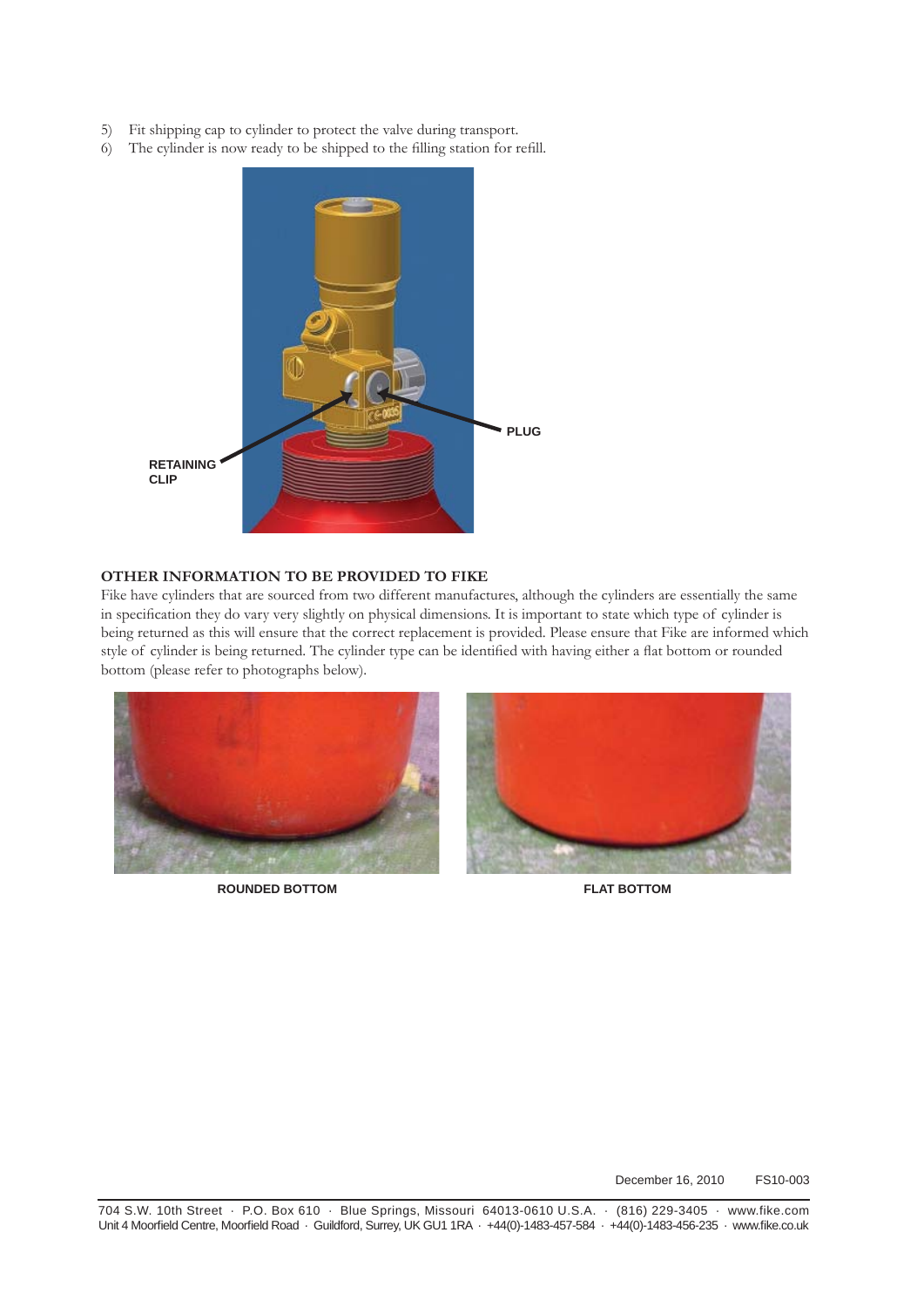5) Fit shipping cap to cylinder to protect the valve during transport.
6) The cylinder is now ready to be shipped to the filling station for refill.

PLUG

RETAINING CLIP

### OTHER INFORMATION TO BE PROVIDED TO FIKE

Fike have cylinders that are sourced from two different manufactures, although the cylinders are essentially the same in specification they do vary very slightly on physical dimensions. It is important to state which type of cylinder is being returned as this will ensure that the correct replacement is provided. Please ensure that Fike are informed which style of cylinder is being returned. The cylinder type can be identified with having either a flat bottom or rounded bottom (please refer to photographs below).

ROUNDED BOTTOM

FLAT BOTTOM

December 16, 2010 FS10-003

704 S.W. 10th Street · P.O. Box 610 · Blue Springs, Missouri 64013-0610 U.S.A. · (816) 229-3405 · www.fike.com
Unit 4 Moorfield Centre, Moorfield Road · Guildford, Surrey, UK GU1 1RA · +44(0)-1483-457-584 · +44(0)-1483-456-235 · www.fike.co.uk